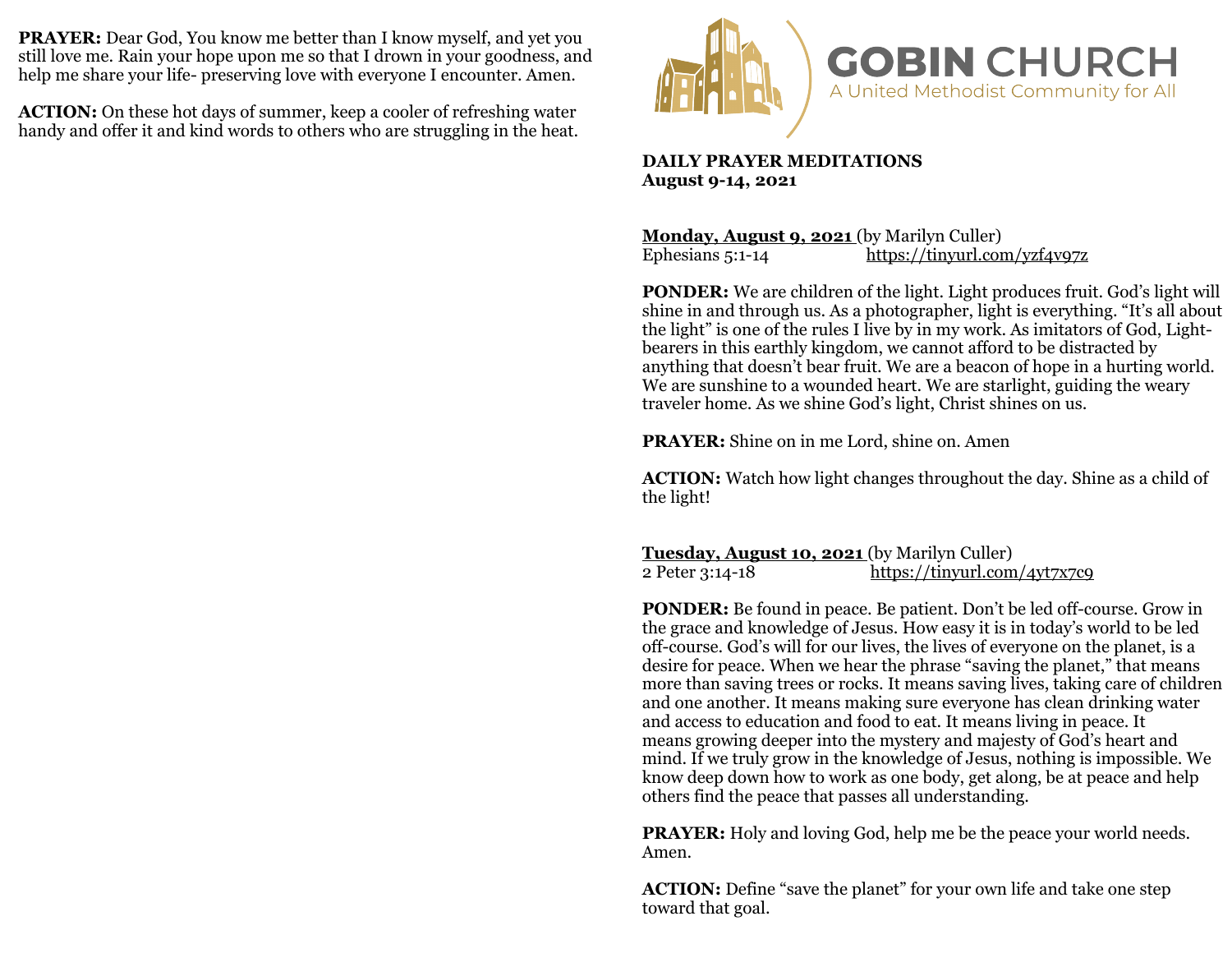**PRAYER:** Dear God, You know me better than I know myself, and yet you still love me. Rain your hope upon me so that I drown in your goodness, and help me share your life- preserving love with everyone I encounter. Amen.

**ACTION:** On these hot days of summer, keep a cooler of refreshing water handy and offer it and kind words to others who are struggling in the heat.

# GOBIN CHURCH

A United Methodist Community for All

**DAILY PRAYER MEDITATIONS**
**August 9-14, 2021**

**Monday, August 9, 2021** (by Marilyn Culler)
Ephesians 5:1-14 https://tinyurl.com/yzf4v97z

**PONDER:** We are children of the light. Light produces fruit. God's light will shine in and through us. As a photographer, light is everything. "It's all about the light" is one of the rules I live by in my work. As imitators of God, Light-bearers in this earthly kingdom, we cannot afford to be distracted by anything that doesn't bear fruit. We are a beacon of hope in a hurting world. We are sunshine to a wounded heart. We are starlight, guiding the weary traveler home. As we shine God's light, Christ shines on us.

**PRAYER:** Shine on in me Lord, shine on. Amen

**ACTION:** Watch how light changes throughout the day. Shine as a child of the light!

**Tuesday, August 10, 2021** (by Marilyn Culler)
2 Peter 3:14-18 https://tinyurl.com/4yt7x7c9

**PONDER:** Be found in peace. Be patient. Don't be led off-course. Grow in the grace and knowledge of Jesus. How easy it is in today's world to be led off-course. God's will for our lives, the lives of everyone on the planet, is a desire for peace. When we hear the phrase "saving the planet," that means more than saving trees or rocks. It means saving lives, taking care of children and one another. It means making sure everyone has clean drinking water and access to education and food to eat. It means living in peace. It means growing deeper into the mystery and majesty of God's heart and mind. If we truly grow in the knowledge of Jesus, nothing is impossible. We know deep down how to work as one body, get along, be at peace and help others find the peace that passes all understanding.

**PRAYER:** Holy and loving God, help me be the peace your world needs. Amen.

**ACTION:** Define "save the planet" for your own life and take one step toward that goal.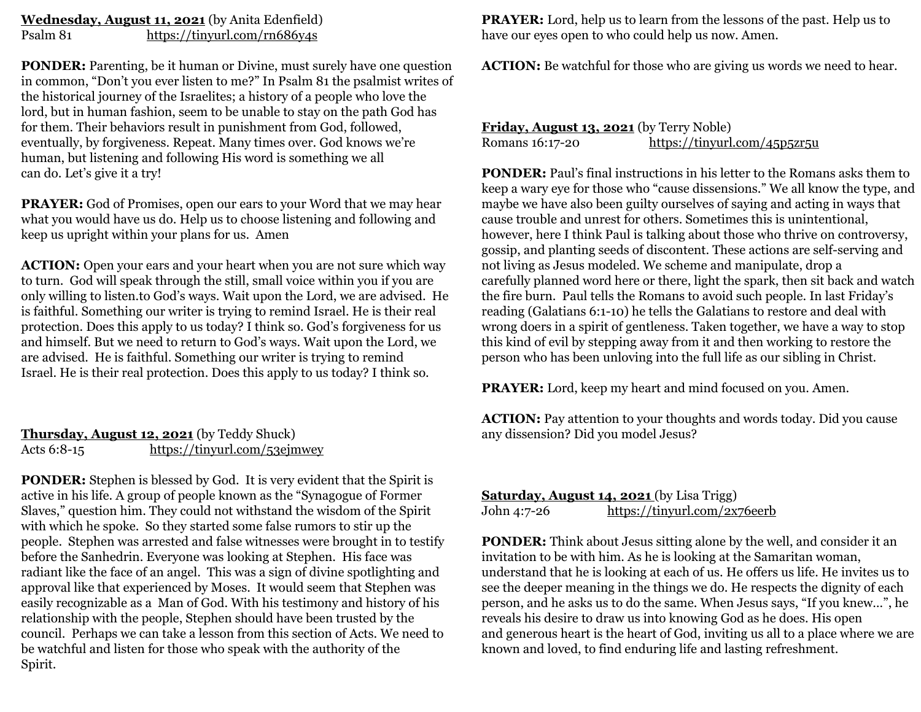**Wednesday, August 11, 2021** (by Anita Edenfield)
Psalm 81 https://tinyurl.com/rn686y4s

**PONDER:** Parenting, be it human or Divine, must surely have one question in common, "Don't you ever listen to me?" In Psalm 81 the psalmist writes of the historical journey of the Israelites; a history of a people who love the lord, but in human fashion, seem to be unable to stay on the path God has for them. Their behaviors result in punishment from God, followed, eventually, by forgiveness. Repeat. Many times over. God knows we're human, but listening and following His word is something we all can do. Let's give it a try!

**PRAYER:** God of Promises, open our ears to your Word that we may hear what you would have us do. Help us to choose listening and following and keep us upright within your plans for us. Amen

**ACTION:** Open your ears and your heart when you are not sure which way to turn. God will speak through the still, small voice within you if you are only willing to listen.to God's ways. Wait upon the Lord, we are advised. He is faithful. Something our writer is trying to remind Israel. He is their real protection. Does this apply to us today? I think so. God's forgiveness for us and himself. But we need to return to God's ways. Wait upon the Lord, we are advised. He is faithful. Something our writer is trying to remind Israel. He is their real protection. Does this apply to us today? I think so.

**Thursday, August 12, 2021** (by Teddy Shuck)
Acts 6:8-15 https://tinyurl.com/53ejmwey

**PONDER:** Stephen is blessed by God. It is very evident that the Spirit is active in his life. A group of people known as the "Synagogue of Former Slaves," question him. They could not withstand the wisdom of the Spirit with which he spoke. So they started some false rumors to stir up the people. Stephen was arrested and false witnesses were brought in to testify before the Sanhedrin. Everyone was looking at Stephen. His face was radiant like the face of an angel. This was a sign of divine spotlighting and approval like that experienced by Moses. It would seem that Stephen was easily recognizable as a Man of God. With his testimony and history of his relationship with the people, Stephen should have been trusted by the council. Perhaps we can take a lesson from this section of Acts. We need to be watchful and listen for those who speak with the authority of the Spirit.

**PRAYER:** Lord, help us to learn from the lessons of the past. Help us to have our eyes open to who could help us now. Amen.

**ACTION:** Be watchful for those who are giving us words we need to hear.

**Friday, August 13, 2021** (by Terry Noble)
Romans 16:17-20 https://tinyurl.com/45p5zr5u

**PONDER:** Paul's final instructions in his letter to the Romans asks them to keep a wary eye for those who "cause dissensions." We all know the type, and maybe we have also been guilty ourselves of saying and acting in ways that cause trouble and unrest for others. Sometimes this is unintentional, however, here I think Paul is talking about those who thrive on controversy, gossip, and planting seeds of discontent. These actions are self-serving and not living as Jesus modeled. We scheme and manipulate, drop a carefully planned word here or there, light the spark, then sit back and watch the fire burn. Paul tells the Romans to avoid such people. In last Friday's reading (Galatians 6:1-10) he tells the Galatians to restore and deal with wrong doers in a spirit of gentleness. Taken together, we have a way to stop this kind of evil by stepping away from it and then working to restore the person who has been unloving into the full life as our sibling in Christ.

**PRAYER:** Lord, keep my heart and mind focused on you. Amen.

**ACTION:** Pay attention to your thoughts and words today. Did you cause any dissension? Did you model Jesus?

**Saturday, August 14, 2021** (by Lisa Trigg)
John 4:7-26 https://tinyurl.com/2x76eerb

**PONDER:** Think about Jesus sitting alone by the well, and consider it an invitation to be with him. As he is looking at the Samaritan woman, understand that he is looking at each of us. He offers us life. He invites us to see the deeper meaning in the things we do. He respects the dignity of each person, and he asks us to do the same. When Jesus says, "If you knew…", he reveals his desire to draw us into knowing God as he does. His open and generous heart is the heart of God, inviting us all to a place where we are known and loved, to find enduring life and lasting refreshment.